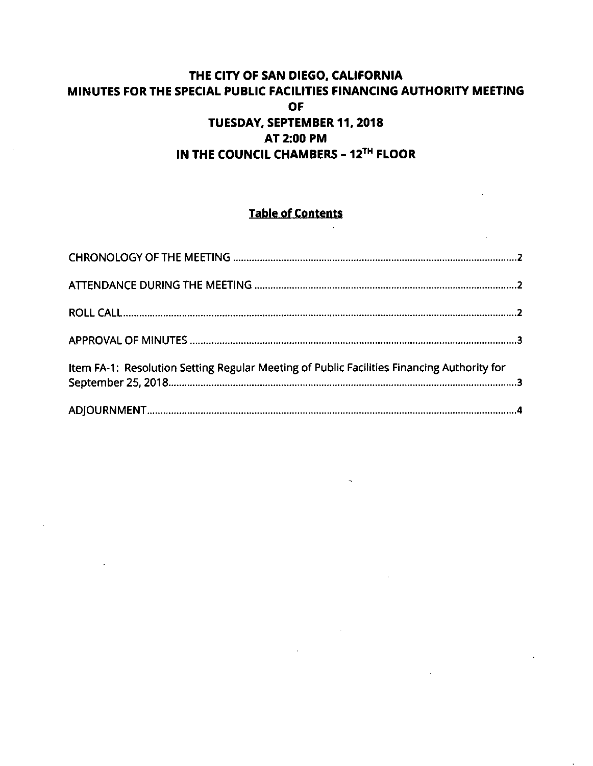# THE CITY OF SAN DIEGO, CALIFORNIA
# MINUTES FOR THE SPECIAL PUBLIC FACILITIES FINANCING AUTHORITY MEETING
# OF
# TUESDAY, SEPTEMBER 11, 2018
# AT 2:00 PM
# IN THE COUNCIL CHAMBERS – 12TH FLOOR

## Table of Contents

CHRONOLOGY OF THE MEETING ........................................................................................................2

ATTENDANCE DURING THE MEETING ...............................................................................................2

ROLL CALL...............................................................................................................................................2

APPROVAL OF MINUTES .......................................................................................................................3

Item FA-1: Resolution Setting Regular Meeting of Public Facilities Financing Authority for September 25, 2018...............................................................................................................................3

ADJOURNMENT.......................................................................................................................................4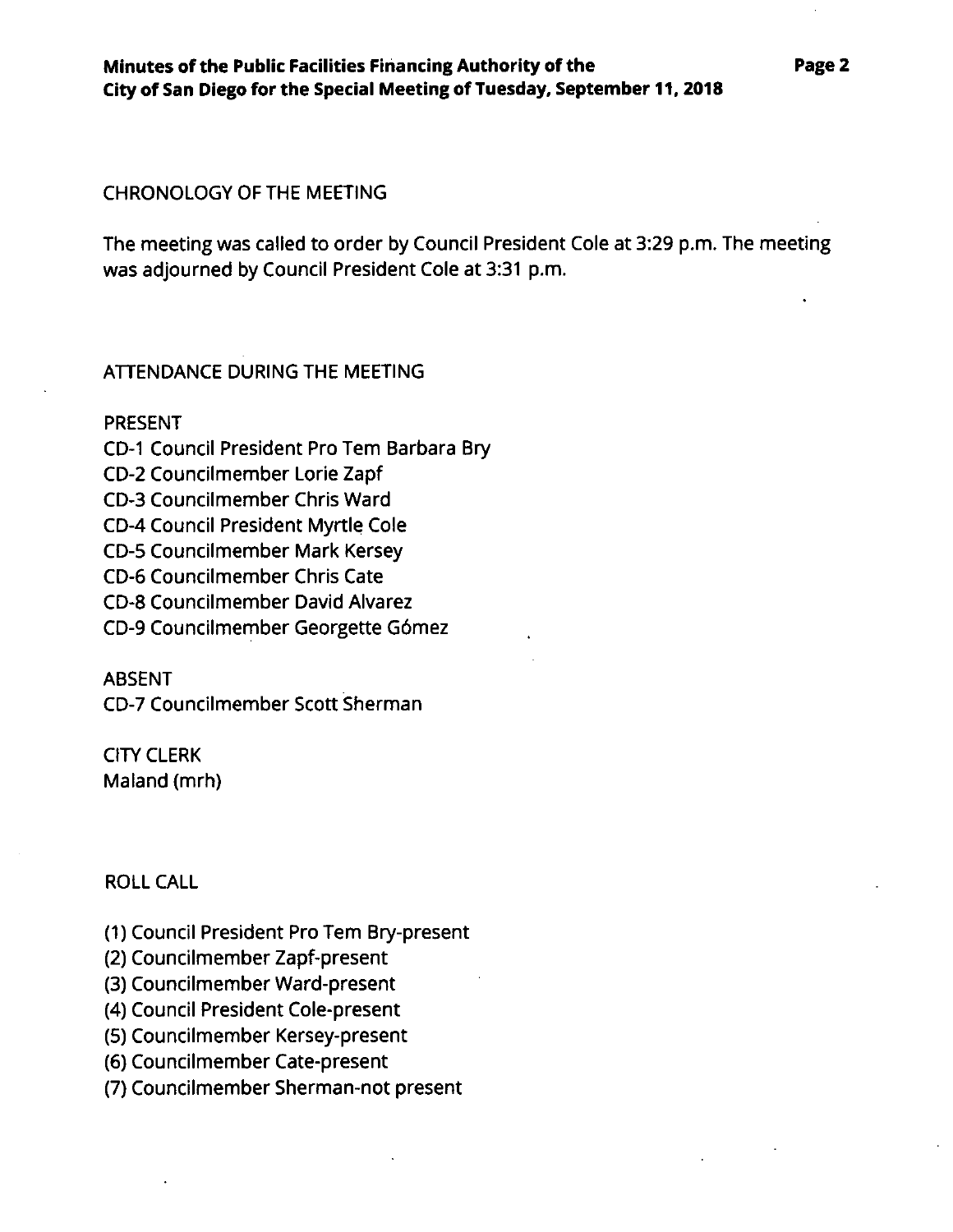CHRONOLOGY OF THE MEETING

The meeting was called to order by Council President Cole at 3:29 p.m. The meeting was adjourned by Council President Cole at 3:31 p.m.

ATTENDANCE DURING THE MEETING

PRESENT
CD-1 Council President Pro Tem Barbara Bry
CD-2 Councilmember Lorie Zapf
CD-3 Councilmember Chris Ward
CD-4 Council President Myrtle Cole
CD-5 Councilmember Mark Kersey
CD-6 Councilmember Chris Cate
CD-8 Councilmember David Alvarez
CD-9 Councilmember Georgette Gómez

ABSENT
CD-7 Councilmember Scott Sherman

CITY CLERK
Maland (mrh)

ROLL CALL

(1) Council President Pro Tem Bry-present
(2) Councilmember Zapf-present
(3) Councilmember Ward-present
(4) Council President Cole-present
(5) Councilmember Kersey-present
(6) Councilmember Cate-present
(7) Councilmember Sherman-not present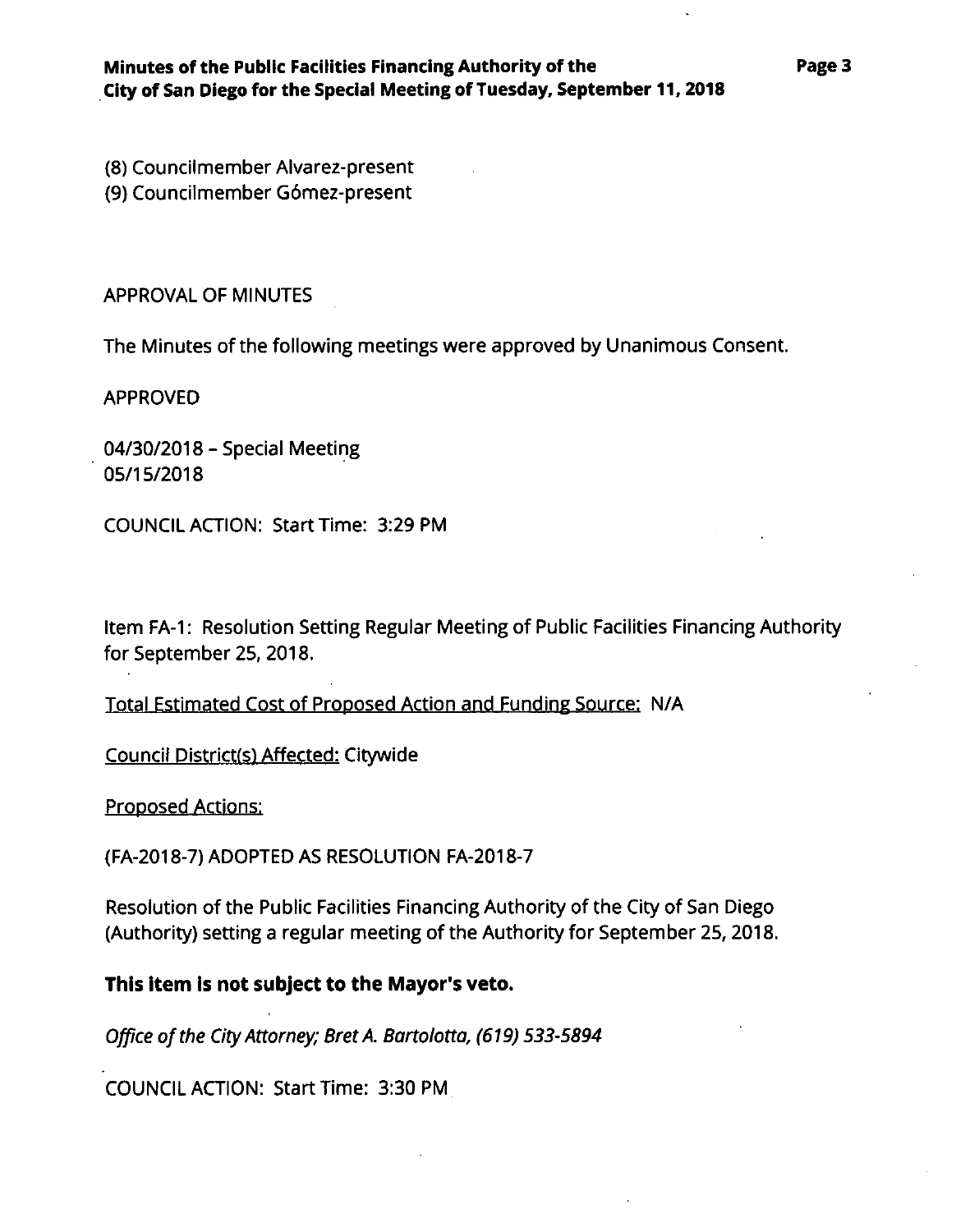(8) Councilmember Alvarez-present
(9) Councilmember Gómez-present

APPROVAL OF MINUTES

The Minutes of the following meetings were approved by Unanimous Consent.

APPROVED

04/30/2018 – Special Meeting
05/15/2018

COUNCIL ACTION: Start Time: 3:29 PM

Item FA-1: Resolution Setting Regular Meeting of Public Facilities Financing Authority for September 25, 2018.

Total Estimated Cost of Proposed Action and Funding Source: N/A

Council District(s) Affected: Citywide

Proposed Actions:

(FA-2018-7) ADOPTED AS RESOLUTION FA-2018-7

Resolution of the Public Facilities Financing Authority of the City of San Diego (Authority) setting a regular meeting of the Authority for September 25, 2018.

**This item is not subject to the Mayor's veto.**

*Office of the City Attorney; Bret A. Bartolotta, (619) 533-5894*

COUNCIL ACTION: Start Time: 3:30 PM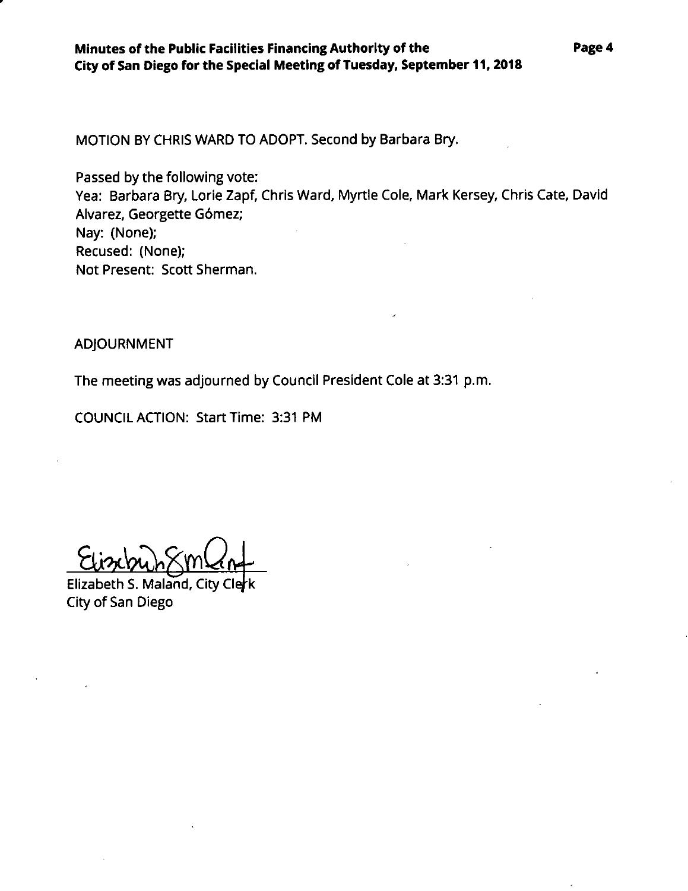MOTION BY CHRIS WARD TO ADOPT. Second by Barbara Bry.

Passed by the following vote:
Yea: Barbara Bry, Lorie Zapf, Chris Ward, Myrtle Cole, Mark Kersey, Chris Cate, David Alvarez, Georgette Gómez;
Nay: (None);
Recused: (None);
Not Present: Scott Sherman.

ADJOURNMENT

The meeting was adjourned by Council President Cole at 3:31 p.m.

COUNCIL ACTION: Start Time: 3:31 PM

Elizabeth S. Maland, City Clerk
City of San Diego